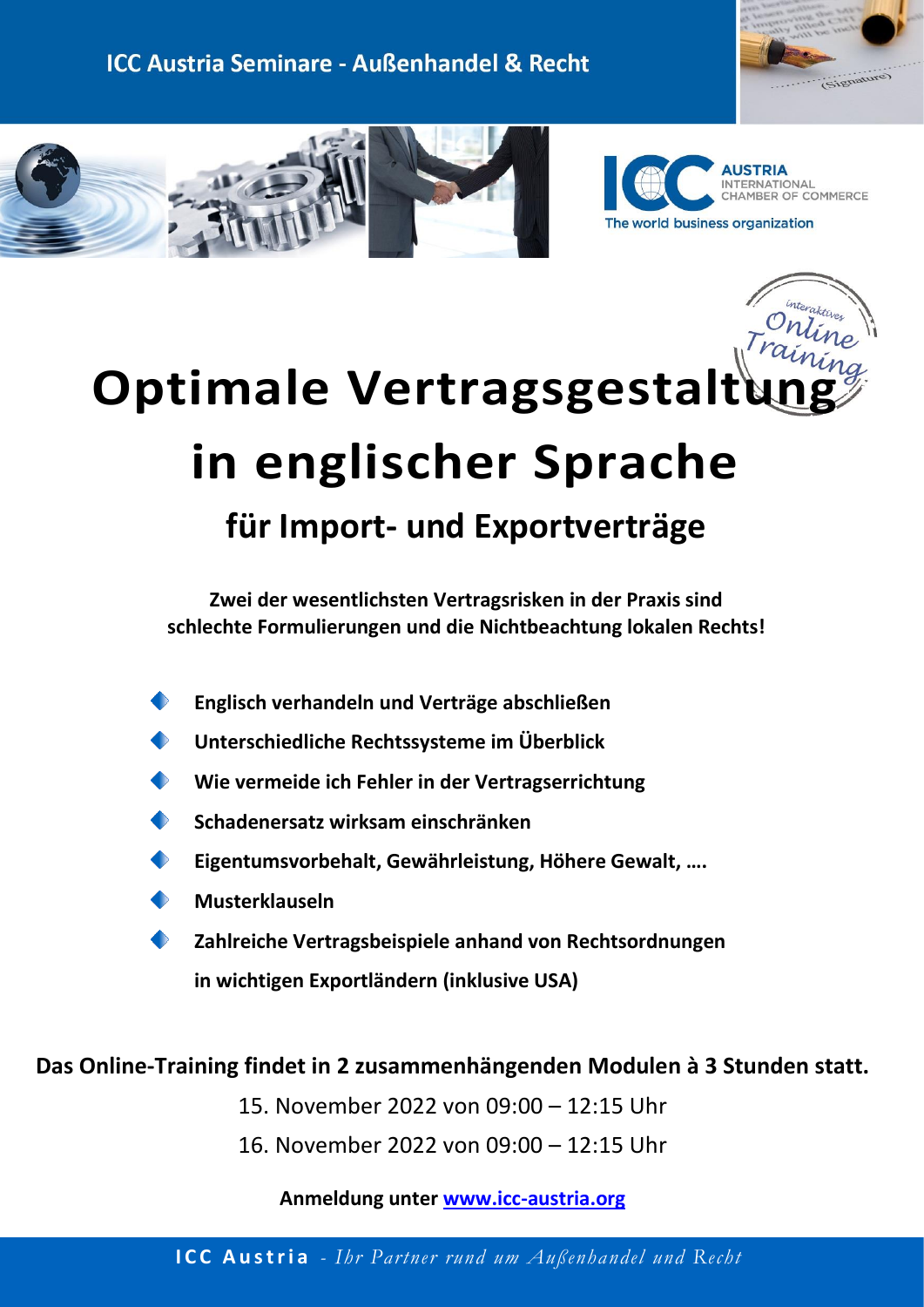ICC Austria Seminare - Außenhandel & Recht

AUSTRIA INTERNATIONAL CHAMBER OF COMMERCE
The world business organization

interaktives Online Training

# Optimale Vertragsgestaltung in englischer Sprache

## für Import- und Exportverträge

**Zwei der wesentlichsten Vertragsrisken in der Praxis sind schlechte Formulierungen und die Nichtbeachtung lokalen Rechts!**

- **Englisch verhandeln und Verträge abschließen**
- **Unterschiedliche Rechtssysteme im Überblick**
- **Wie vermeide ich Fehler in der Vertragserrichtung**
- **Schadenersatz wirksam einschränken**
- **Eigentumsvorbehalt, Gewährleistung, Höhere Gewalt, ….**
- **Musterklauseln**
- **Zahlreiche Vertragsbeispiele anhand von Rechtsordnungen in wichtigen Exportländern (inklusive USA)**

**Das Online-Training findet in 2 zusammenhängenden Modulen à 3 Stunden statt.**

15. November 2022 von 09:00 – 12:15 Uhr

16. November 2022 von 09:00 – 12:15 Uhr

**Anmeldung unter [www.icc-austria.org](www.icc-austria.org)**

**ICC Austria** - *Ihr Partner rund um Außenhandel und Recht*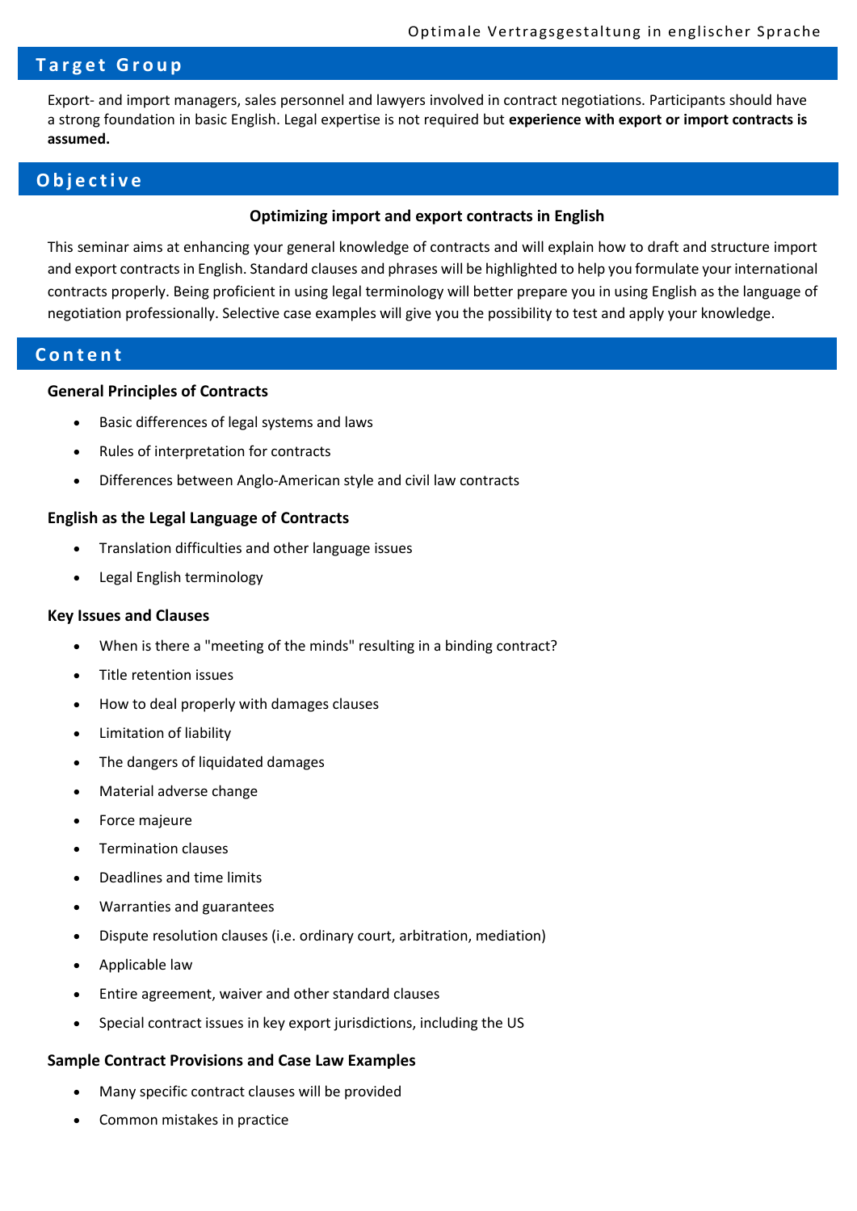## Target Group

Export- and import managers, sales personnel and lawyers involved in contract negotiations. Participants should have a strong foundation in basic English. Legal expertise is not required but **experience with export or import contracts is assumed.**

## Objective

**Optimizing import and export contracts in English**

This seminar aims at enhancing your general knowledge of contracts and will explain how to draft and structure import and export contracts in English. Standard clauses and phrases will be highlighted to help you formulate your international contracts properly. Being proficient in using legal terminology will better prepare you in using English as the language of negotiation professionally. Selective case examples will give you the possibility to test and apply your knowledge.

## Content

### General Principles of Contracts

- Basic differences of legal systems and laws
- Rules of interpretation for contracts
- Differences between Anglo-American style and civil law contracts

### English as the Legal Language of Contracts

- Translation difficulties and other language issues
- Legal English terminology

### Key Issues and Clauses

- When is there a "meeting of the minds" resulting in a binding contract?
- Title retention issues
- How to deal properly with damages clauses
- Limitation of liability
- The dangers of liquidated damages
- Material adverse change
- Force majeure
- Termination clauses
- Deadlines and time limits
- Warranties and guarantees
- Dispute resolution clauses (i.e. ordinary court, arbitration, mediation)
- Applicable law
- Entire agreement, waiver and other standard clauses
- Special contract issues in key export jurisdictions, including the US

### Sample Contract Provisions and Case Law Examples

- Many specific contract clauses will be provided
- Common mistakes in practice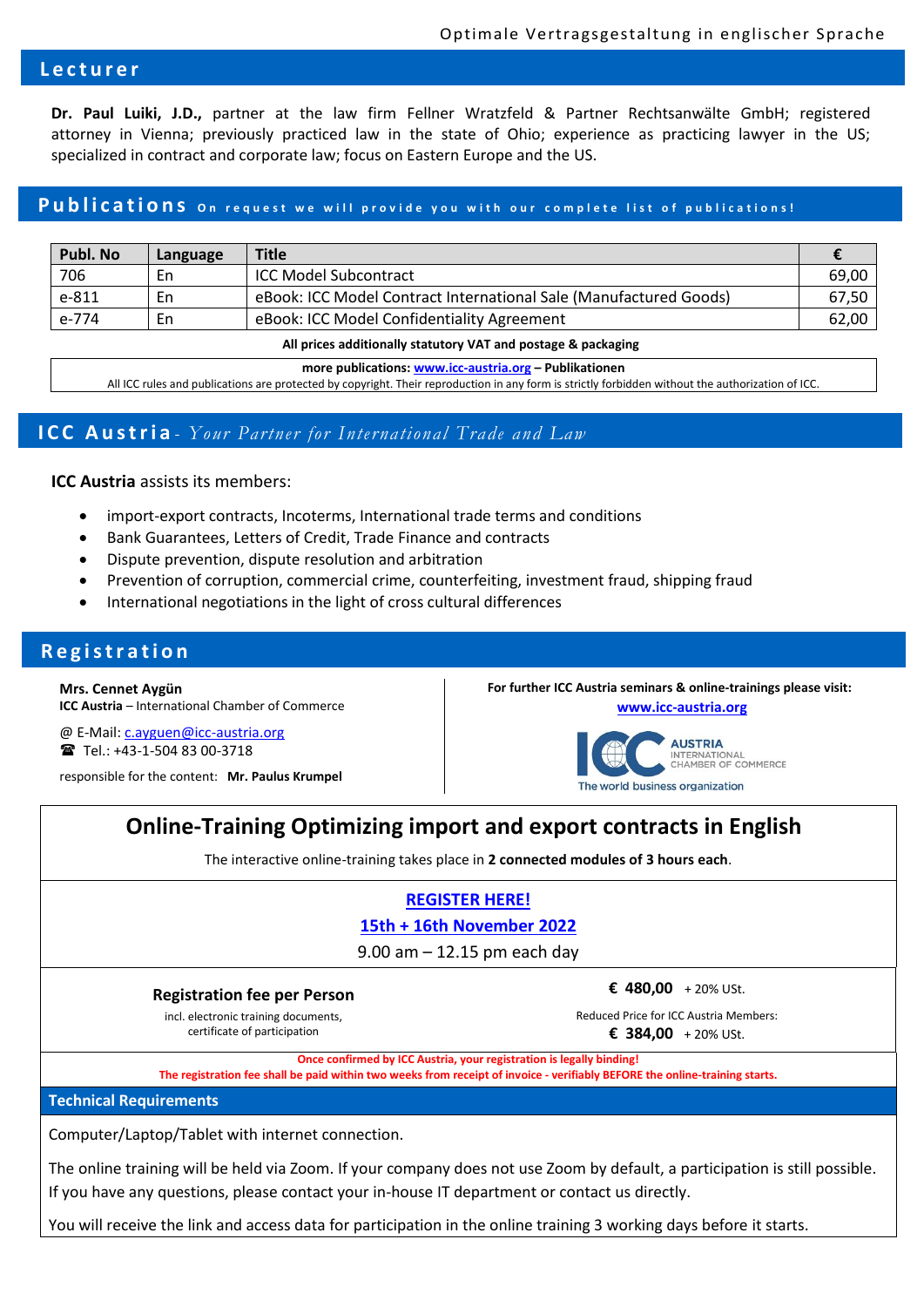## Lecturer

**Dr. Paul Luiki, J.D.,** partner at the law firm Fellner Wratzfeld & Partner Rechtsanwälte GmbH; registered attorney in Vienna; previously practiced law in the state of Ohio; experience as practicing lawyer in the US; specialized in contract and corporate law; focus on Eastern Europe and the US.

## Publications On request we will provide you with our complete list of publications!

| Publ. No | Language | Title | € |
|---|---|---|---|
| 706 | En | ICC Model Subcontract | 69,00 |
| e-811 | En | eBook: ICC Model Contract International Sale (Manufactured Goods) | 67,50 |
| e-774 | En | eBook: ICC Model Confidentiality Agreement | 62,00 |

**All prices additionally statutory VAT and postage & packaging**

**more publications: www.icc-austria.org – Publikationen**

All ICC rules and publications are protected by copyright. Their reproduction in any form is strictly forbidden without the authorization of ICC.

## ICC Austria - *Your Partner for International Trade and Law*

**ICC Austria** assists its members:

- import-export contracts, Incoterms, International trade terms and conditions
- Bank Guarantees, Letters of Credit, Trade Finance and contracts
- Dispute prevention, dispute resolution and arbitration
- Prevention of corruption, commercial crime, counterfeiting, investment fraud, shipping fraud
- International negotiations in the light of cross cultural differences

## Registration

**Mrs. Cennet Aygün**
**ICC Austria** – International Chamber of Commerce

@ E-Mail: c.ayguen@icc-austria.org
☎ Tel.: +43-1-504 83 00-3718

responsible for the content: **Mr. Paulus Krumpel**

**For further ICC Austria seminars & online-trainings please visit:**
**www.icc-austria.org**

ICC AUSTRIA INTERNATIONAL CHAMBER OF COMMERCE
The world business organization

# Online-Training Optimizing import and export contracts in English

The interactive online-training takes place in **2 connected modules of 3 hours each**.

**REGISTER HERE!**

**15th + 16th November 2022**

9.00 am – 12.15 pm each day

**Registration fee per Person**
incl. electronic training documents, certificate of participation

**€ 480,00** + 20% USt.

Reduced Price for ICC Austria Members:
**€ 384,00** + 20% USt.

**Once confirmed by ICC Austria, your registration is legally binding!**
**The registration fee shall be paid within two weeks from receipt of invoice - verifiably BEFORE the online-training starts.**

### Technical Requirements

Computer/Laptop/Tablet with internet connection.

The online training will be held via Zoom. If your company does not use Zoom by default, a participation is still possible. If you have any questions, please contact your in-house IT department or contact us directly.

You will receive the link and access data for participation in the online training 3 working days before it starts.